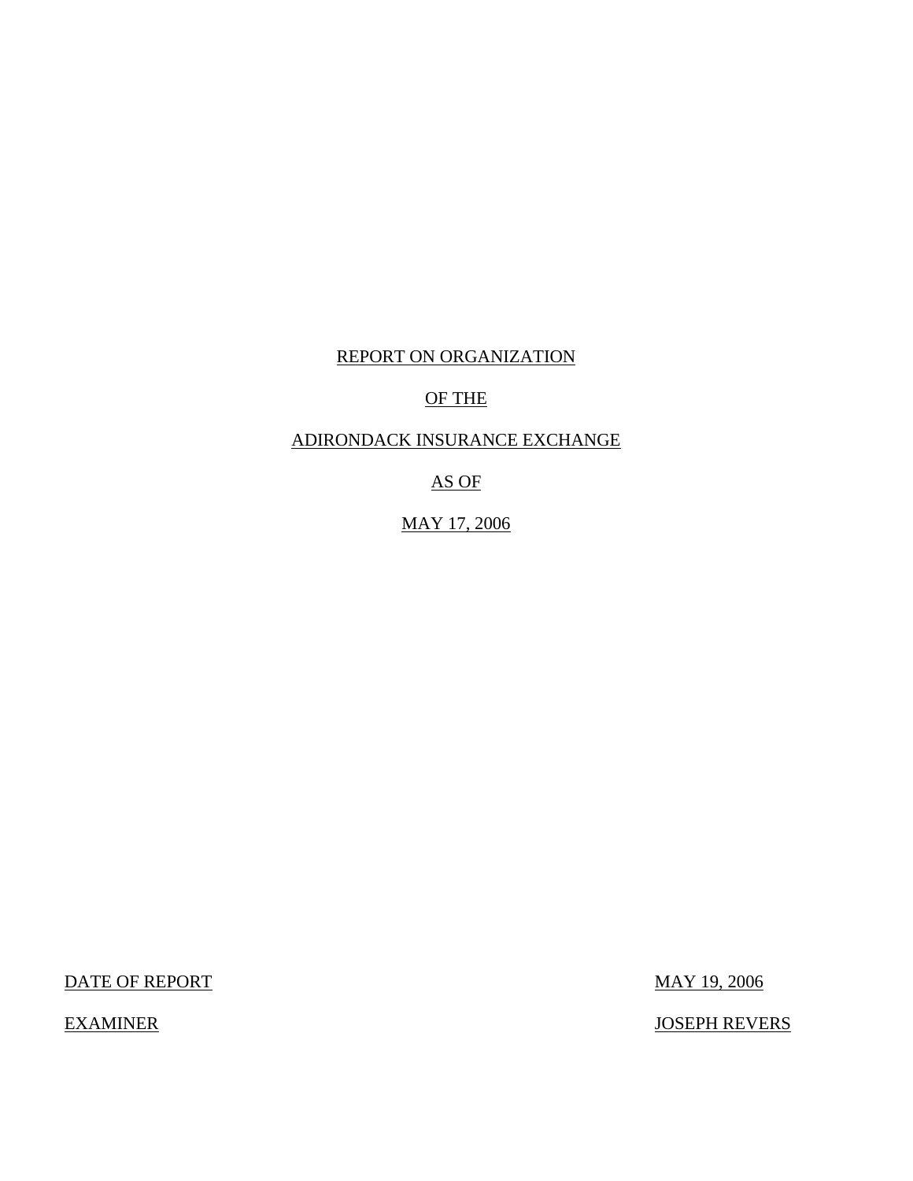REPORT ON ORGANIZATION

OF THE

ADIRONDACK INSURANCE EXCHANGE

AS OF

MAY 17, 2006

| | |
|---|---|
| DATE OF REPORT | MAY 19, 2006 |
| EXAMINER | JOSEPH REVERS |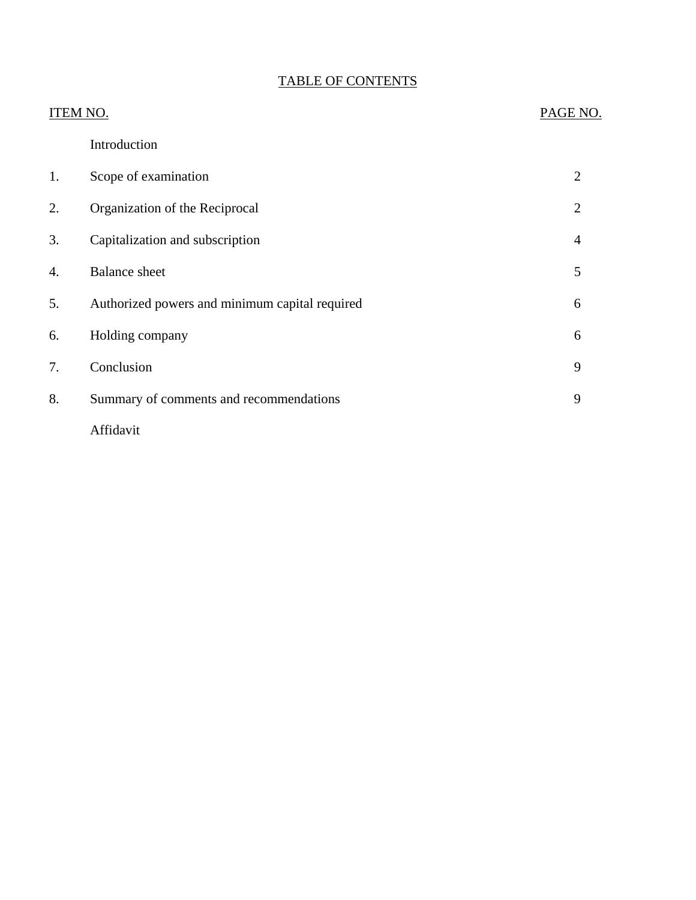# TABLE OF CONTENTS

| ITEM NO. | | PAGE NO. |
|---|---|---|
| | Introduction | |
| 1. | Scope of examination | 2 |
| 2. | Organization of the Reciprocal | 2 |
| 3. | Capitalization and subscription | 4 |
| 4. | Balance sheet | 5 |
| 5. | Authorized powers and minimum capital required | 6 |
| 6. | Holding company | 6 |
| 7. | Conclusion | 9 |
| 8. | Summary of comments and recommendations | 9 |
| | Affidavit | |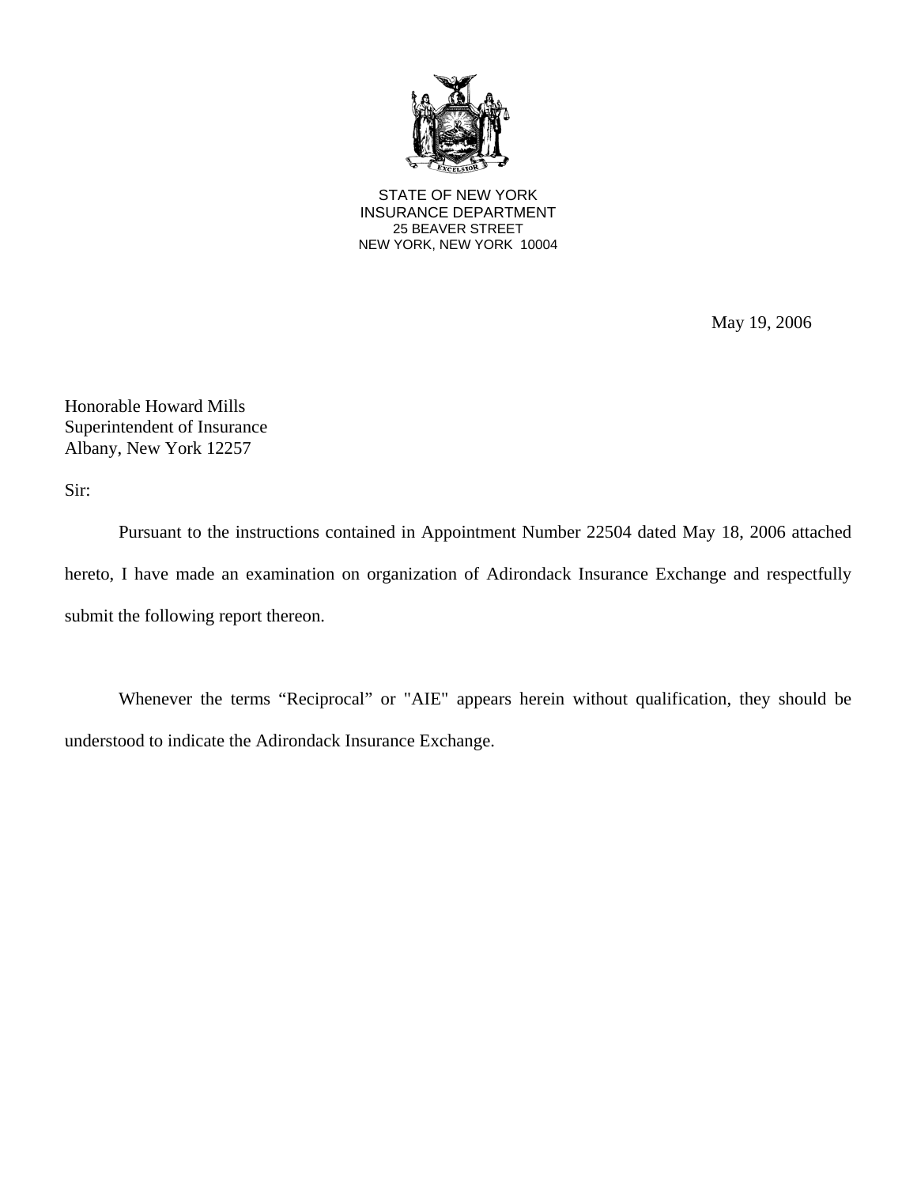STATE OF NEW YORK
INSURANCE DEPARTMENT
25 BEAVER STREET
NEW YORK, NEW YORK 10004

May 19, 2006

Honorable Howard Mills
Superintendent of Insurance
Albany, New York 12257

Sir:

Pursuant to the instructions contained in Appointment Number 22504 dated May 18, 2006 attached hereto, I have made an examination on organization of Adirondack Insurance Exchange and respectfully submit the following report thereon.

Whenever the terms "Reciprocal" or "AIE" appears herein without qualification, they should be understood to indicate the Adirondack Insurance Exchange.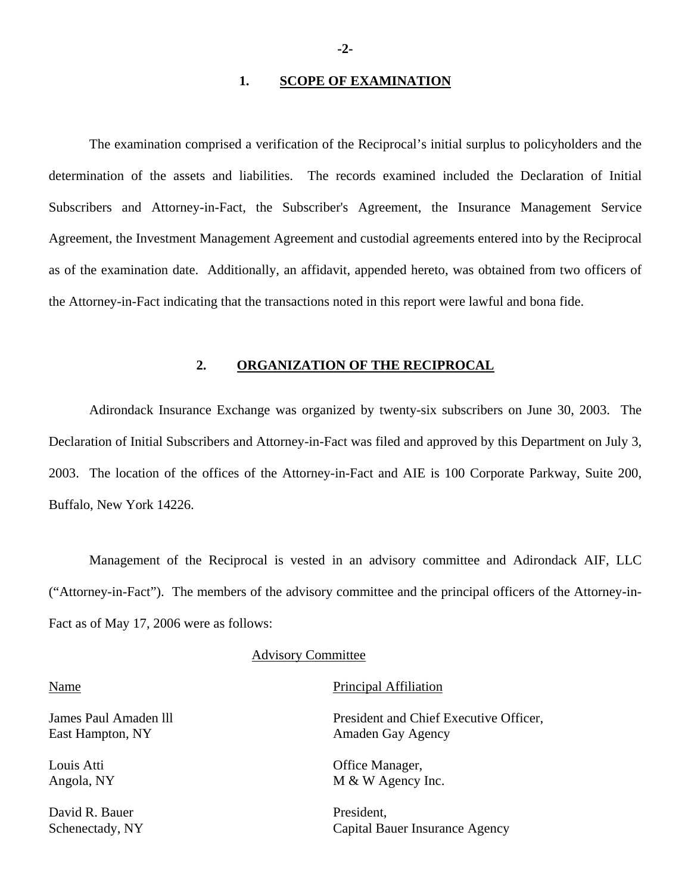## 1. SCOPE OF EXAMINATION

The examination comprised a verification of the Reciprocal's initial surplus to policyholders and the determination of the assets and liabilities. The records examined included the Declaration of Initial Subscribers and Attorney-in-Fact, the Subscriber's Agreement, the Insurance Management Service Agreement, the Investment Management Agreement and custodial agreements entered into by the Reciprocal as of the examination date. Additionally, an affidavit, appended hereto, was obtained from two officers of the Attorney-in-Fact indicating that the transactions noted in this report were lawful and bona fide.

## 2. ORGANIZATION OF THE RECIPROCAL

Adirondack Insurance Exchange was organized by twenty-six subscribers on June 30, 2003. The Declaration of Initial Subscribers and Attorney-in-Fact was filed and approved by this Department on July 3, 2003. The location of the offices of the Attorney-in-Fact and AIE is 100 Corporate Parkway, Suite 200, Buffalo, New York 14226.

Management of the Reciprocal is vested in an advisory committee and Adirondack AIF, LLC ("Attorney-in-Fact"). The members of the advisory committee and the principal officers of the Attorney-in-Fact as of May 17, 2006 were as follows:

Advisory Committee

| Name | Principal Affiliation |
|---|---|
| James Paul Amaden lll<br>East Hampton, NY | President and Chief Executive Officer,<br>Amaden Gay Agency |
| Louis Atti<br>Angola, NY | Office Manager,<br>M & W Agency Inc. |
| David R. Bauer<br>Schenectady, NY | President,<br>Capital Bauer Insurance Agency |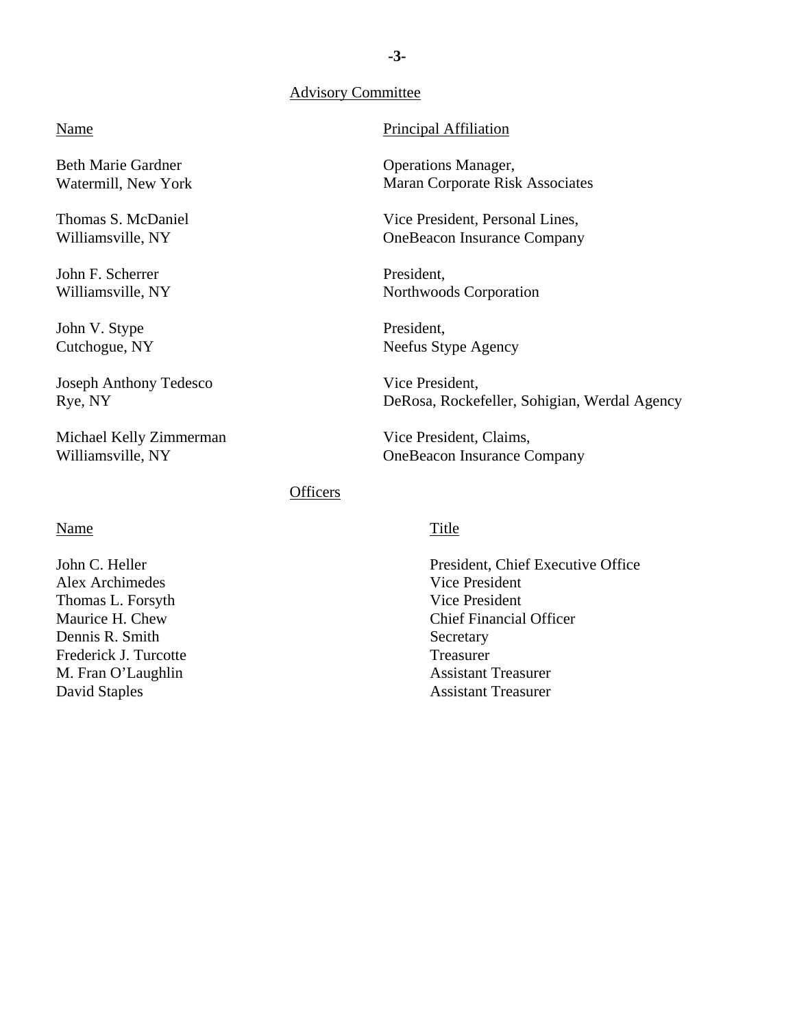## Advisory Committee

| Name | Principal Affiliation |
|---|---|
| Beth Marie Gardner<br>Watermill, New York | Operations Manager,<br>Maran Corporate Risk Associates |
| Thomas S. McDaniel<br>Williamsville, NY | Vice President, Personal Lines,<br>OneBeacon Insurance Company |
| John F. Scherrer<br>Williamsville, NY | President,<br>Northwoods Corporation |
| John V. Stype<br>Cutchogue, NY | President,<br>Neefus Stype Agency |
| Joseph Anthony Tedesco<br>Rye, NY | Vice President,<br>DeRosa, Rockefeller, Sohigian, Werdal Agency |
| Michael Kelly Zimmerman<br>Williamsville, NY | Vice President, Claims,<br>OneBeacon Insurance Company |

## Officers

| Name | Title |
|---|---|
| John C. Heller | President, Chief Executive Office |
| Alex Archimedes | Vice President |
| Thomas L. Forsyth | Vice President |
| Maurice H. Chew | Chief Financial Officer |
| Dennis R. Smith | Secretary |
| Frederick J. Turcotte | Treasurer |
| M. Fran O'Laughlin | Assistant Treasurer |
| David Staples | Assistant Treasurer |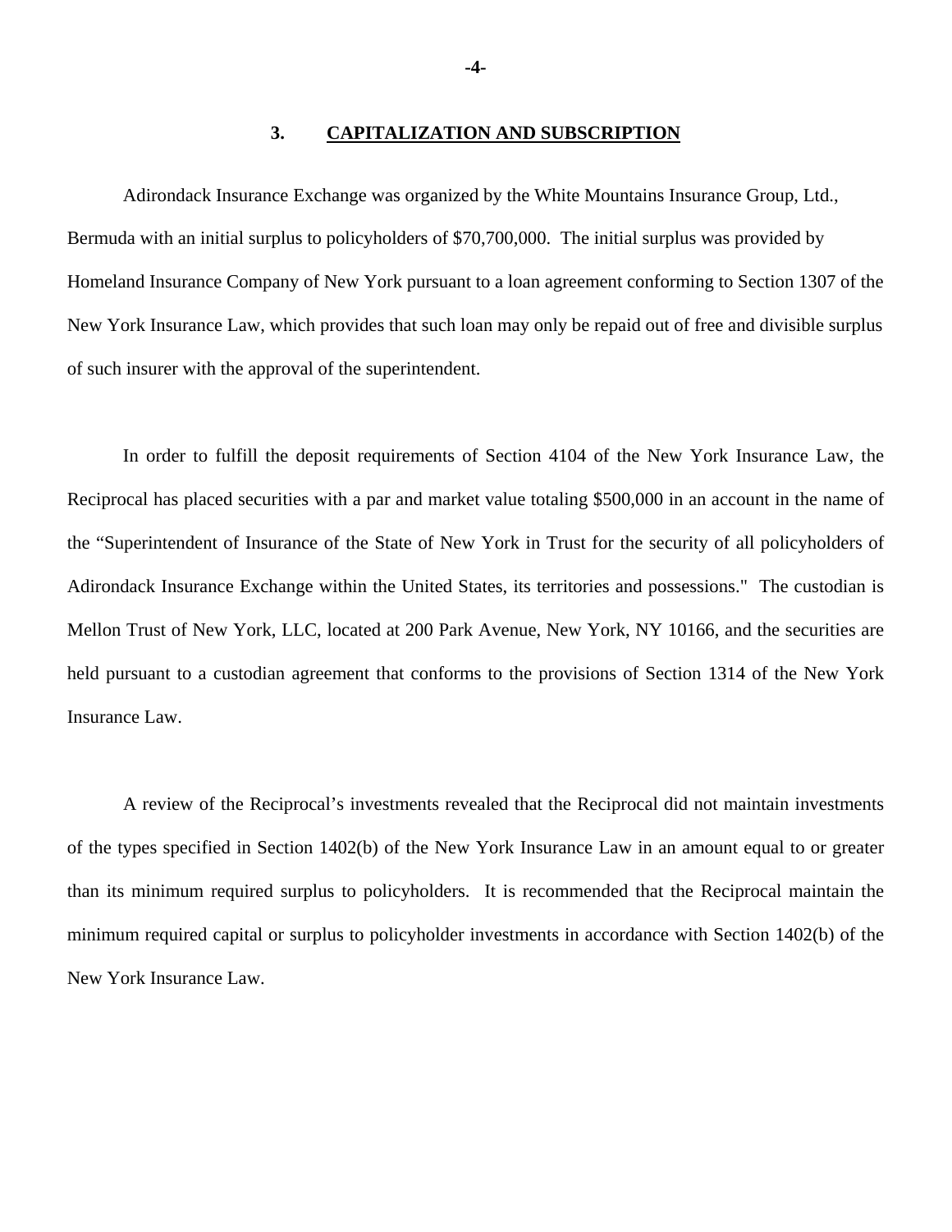## 3. CAPITALIZATION AND SUBSCRIPTION

Adirondack Insurance Exchange was organized by the White Mountains Insurance Group, Ltd., Bermuda with an initial surplus to policyholders of $70,700,000. The initial surplus was provided by Homeland Insurance Company of New York pursuant to a loan agreement conforming to Section 1307 of the New York Insurance Law, which provides that such loan may only be repaid out of free and divisible surplus of such insurer with the approval of the superintendent.

In order to fulfill the deposit requirements of Section 4104 of the New York Insurance Law, the Reciprocal has placed securities with a par and market value totaling $500,000 in an account in the name of the "Superintendent of Insurance of the State of New York in Trust for the security of all policyholders of Adirondack Insurance Exchange within the United States, its territories and possessions." The custodian is Mellon Trust of New York, LLC, located at 200 Park Avenue, New York, NY 10166, and the securities are held pursuant to a custodian agreement that conforms to the provisions of Section 1314 of the New York Insurance Law.

A review of the Reciprocal's investments revealed that the Reciprocal did not maintain investments of the types specified in Section 1402(b) of the New York Insurance Law in an amount equal to or greater than its minimum required surplus to policyholders. It is recommended that the Reciprocal maintain the minimum required capital or surplus to policyholder investments in accordance with Section 1402(b) of the New York Insurance Law.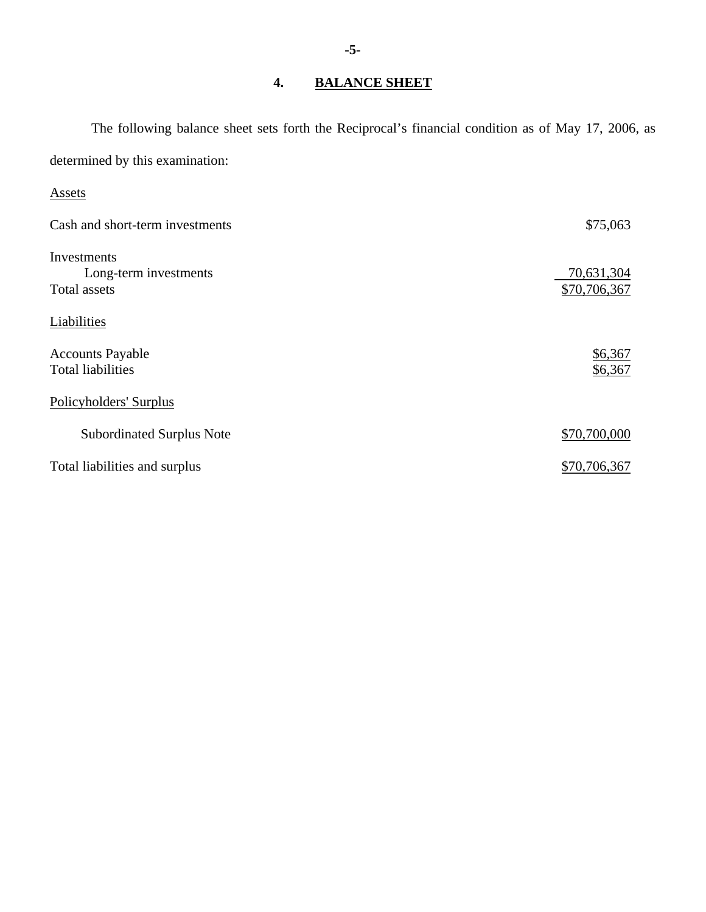## 4. BALANCE SHEET

The following balance sheet sets forth the Reciprocal's financial condition as of May 17, 2006, as determined by this examination:

| | |
|---|---|
| Assets | |
| Cash and short-term investments | $75,063 |
| Investments | |
| Long-term investments | 70,631,304 |
| Total assets | $70,706,367 |
| Liabilities | |
| Accounts Payable | $6,367 |
| Total liabilities | $6,367 |
| Policyholders' Surplus | |
| Subordinated Surplus Note | $70,700,000 |
| Total liabilities and surplus | $70,706,367 |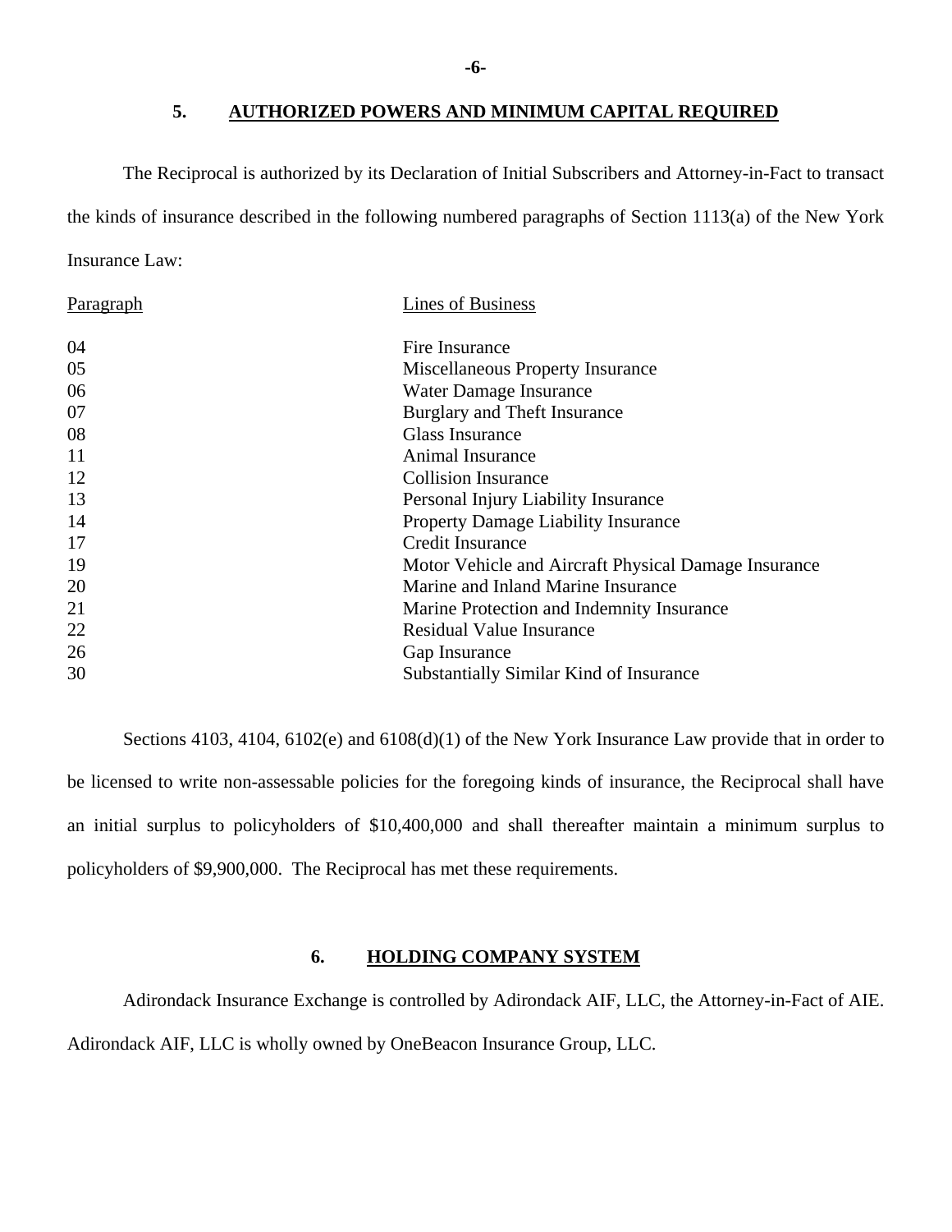## 5. AUTHORIZED POWERS AND MINIMUM CAPITAL REQUIRED

The Reciprocal is authorized by its Declaration of Initial Subscribers and Attorney-in-Fact to transact the kinds of insurance described in the following numbered paragraphs of Section 1113(a) of the New York Insurance Law:

| Paragraph | Lines of Business |
|---|---|
| 04 | Fire Insurance |
| 05 | Miscellaneous Property Insurance |
| 06 | Water Damage Insurance |
| 07 | Burglary and Theft Insurance |
| 08 | Glass Insurance |
| 11 | Animal Insurance |
| 12 | Collision Insurance |
| 13 | Personal Injury Liability Insurance |
| 14 | Property Damage Liability Insurance |
| 17 | Credit Insurance |
| 19 | Motor Vehicle and Aircraft Physical Damage Insurance |
| 20 | Marine and Inland Marine Insurance |
| 21 | Marine Protection and Indemnity Insurance |
| 22 | Residual Value Insurance |
| 26 | Gap Insurance |
| 30 | Substantially Similar Kind of Insurance |

Sections 4103, 4104, 6102(e) and 6108(d)(1) of the New York Insurance Law provide that in order to be licensed to write non-assessable policies for the foregoing kinds of insurance, the Reciprocal shall have an initial surplus to policyholders of $10,400,000 and shall thereafter maintain a minimum surplus to policyholders of $9,900,000. The Reciprocal has met these requirements.

## 6. HOLDING COMPANY SYSTEM

Adirondack Insurance Exchange is controlled by Adirondack AIF, LLC, the Attorney-in-Fact of AIE. Adirondack AIF, LLC is wholly owned by OneBeacon Insurance Group, LLC.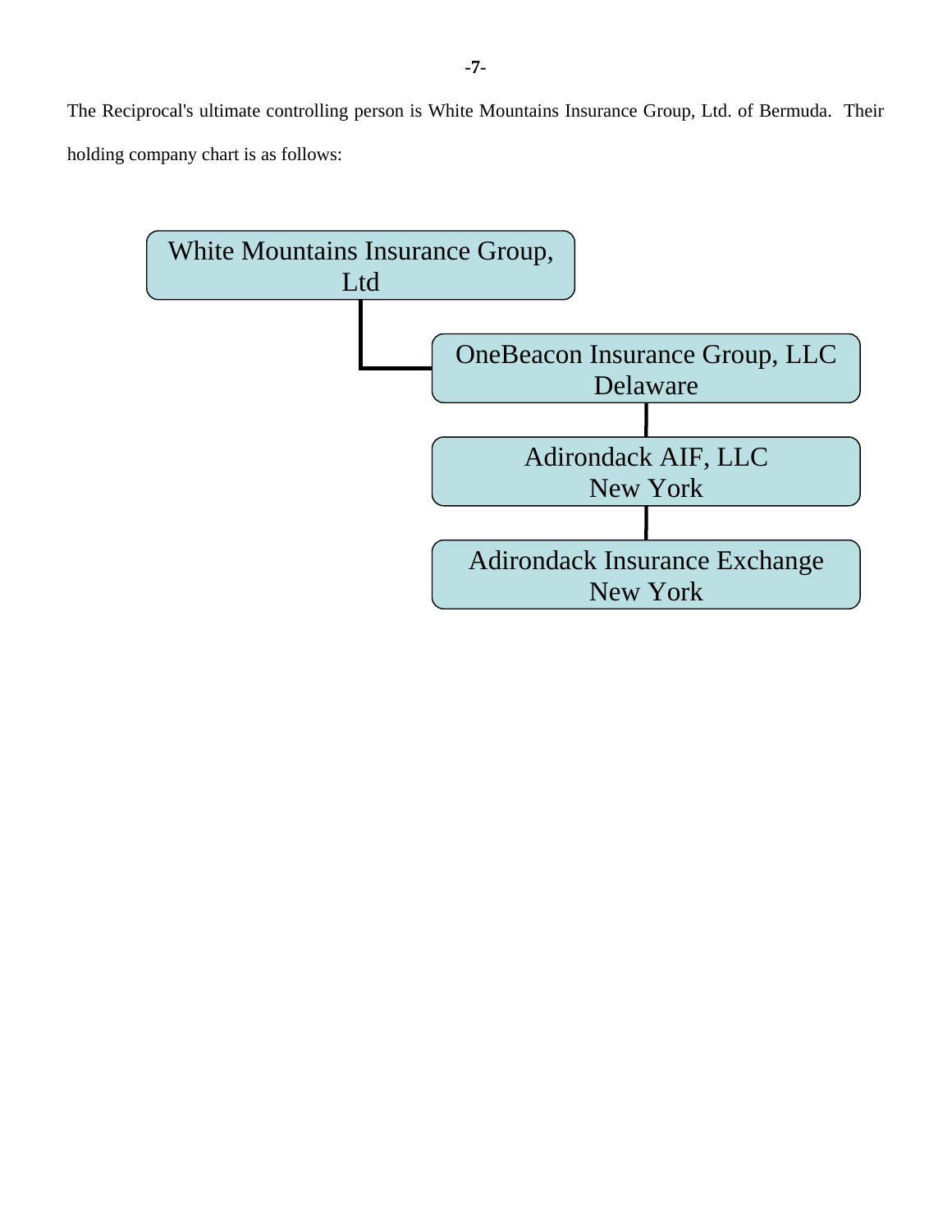The Reciprocal's ultimate controlling person is White Mountains Insurance Group, Ltd. of Bermuda. Their holding company chart is as follows:

- White Mountains Insurance Group, Ltd
  - OneBeacon Insurance Group, LLC
    Delaware
    - Adirondack AIF, LLC
      New York
      - Adirondack Insurance Exchange
        New York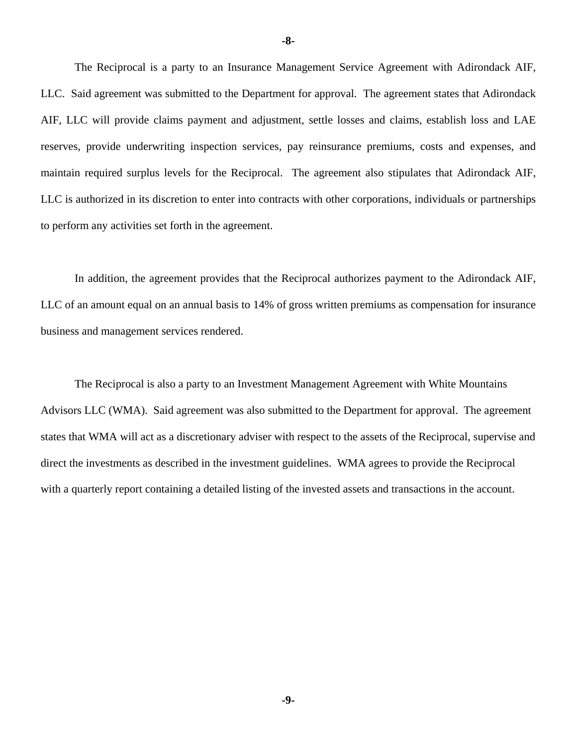The Reciprocal is a party to an Insurance Management Service Agreement with Adirondack AIF, LLC. Said agreement was submitted to the Department for approval. The agreement states that Adirondack AIF, LLC will provide claims payment and adjustment, settle losses and claims, establish loss and LAE reserves, provide underwriting inspection services, pay reinsurance premiums, costs and expenses, and maintain required surplus levels for the Reciprocal. The agreement also stipulates that Adirondack AIF, LLC is authorized in its discretion to enter into contracts with other corporations, individuals or partnerships to perform any activities set forth in the agreement.

In addition, the agreement provides that the Reciprocal authorizes payment to the Adirondack AIF, LLC of an amount equal on an annual basis to 14% of gross written premiums as compensation for insurance business and management services rendered.

The Reciprocal is also a party to an Investment Management Agreement with White Mountains Advisors LLC (WMA). Said agreement was also submitted to the Department for approval. The agreement states that WMA will act as a discretionary adviser with respect to the assets of the Reciprocal, supervise and direct the investments as described in the investment guidelines. WMA agrees to provide the Reciprocal with a quarterly report containing a detailed listing of the invested assets and transactions in the account.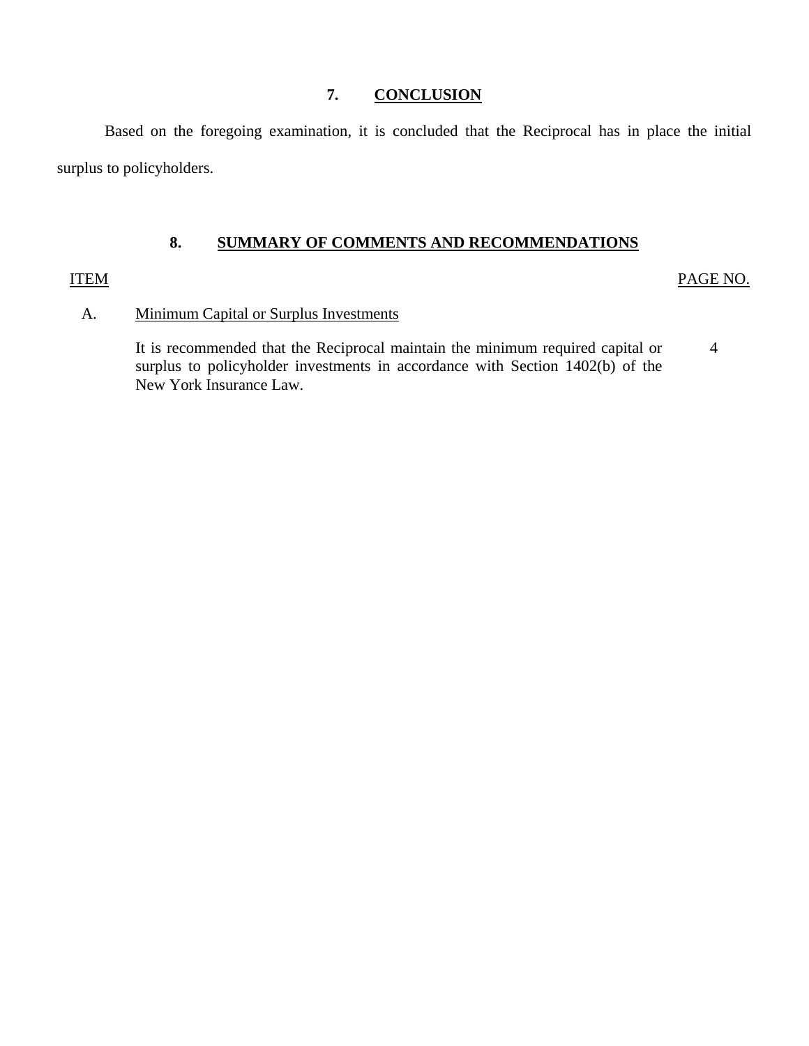## 7. CONCLUSION

Based on the foregoing examination, it is concluded that the Reciprocal has in place the initial surplus to policyholders.

## 8. SUMMARY OF COMMENTS AND RECOMMENDATIONS

| ITEM | | PAGE NO. |
|---|---|---|
| A. | Minimum Capital or Surplus Investments | |
| | It is recommended that the Reciprocal maintain the minimum required capital or surplus to policyholder investments in accordance with Section 1402(b) of the New York Insurance Law. | 4 |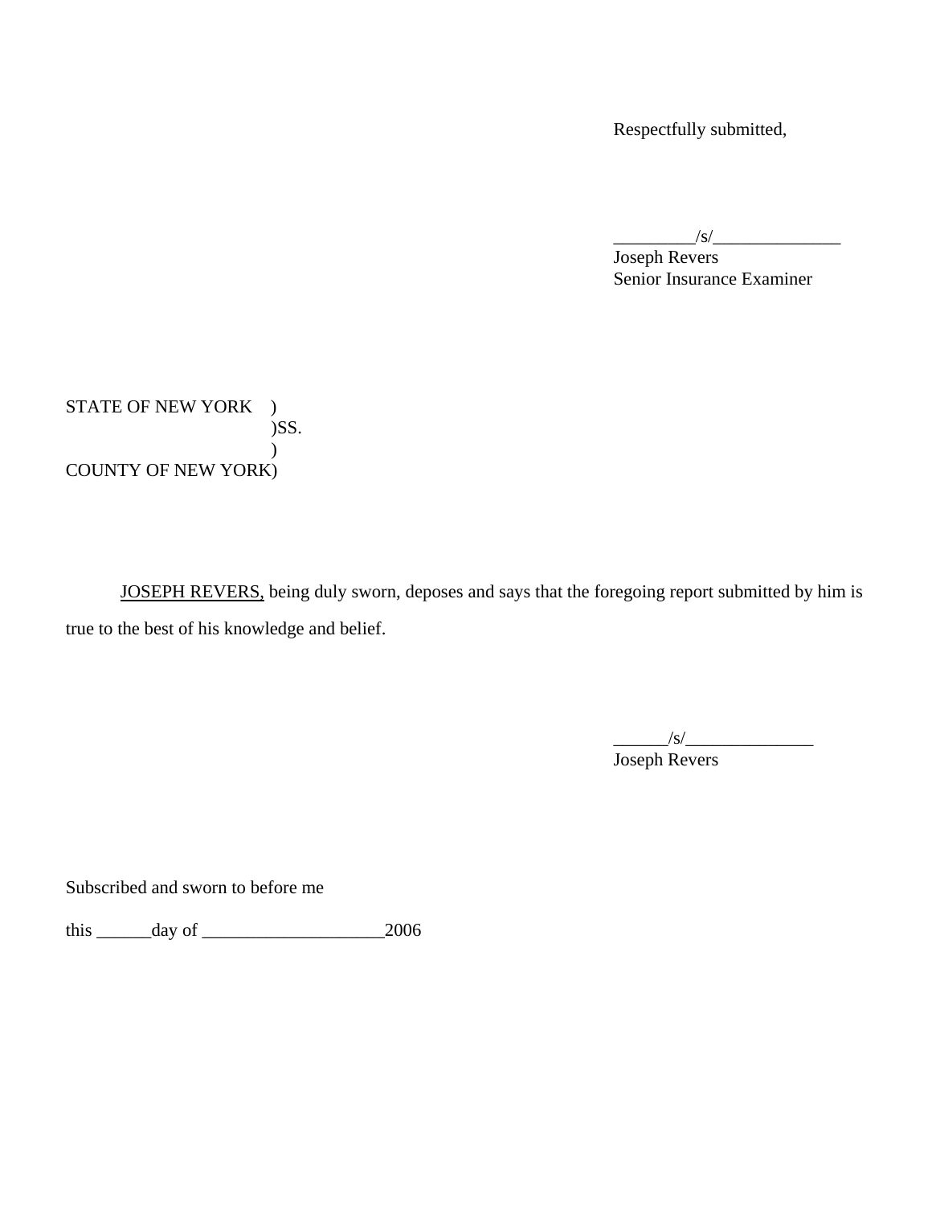Respectfully submitted,

_________/s/______________
Joseph Revers
Senior Insurance Examiner

STATE OF NEW YORK )
)SS.
)
COUNTY OF NEW YORK)

JOSEPH REVERS, being duly sworn, deposes and says that the foregoing report submitted by him is true to the best of his knowledge and belief.

______/s/______________
Joseph Revers

Subscribed and sworn to before me

this ______day of ____________________2006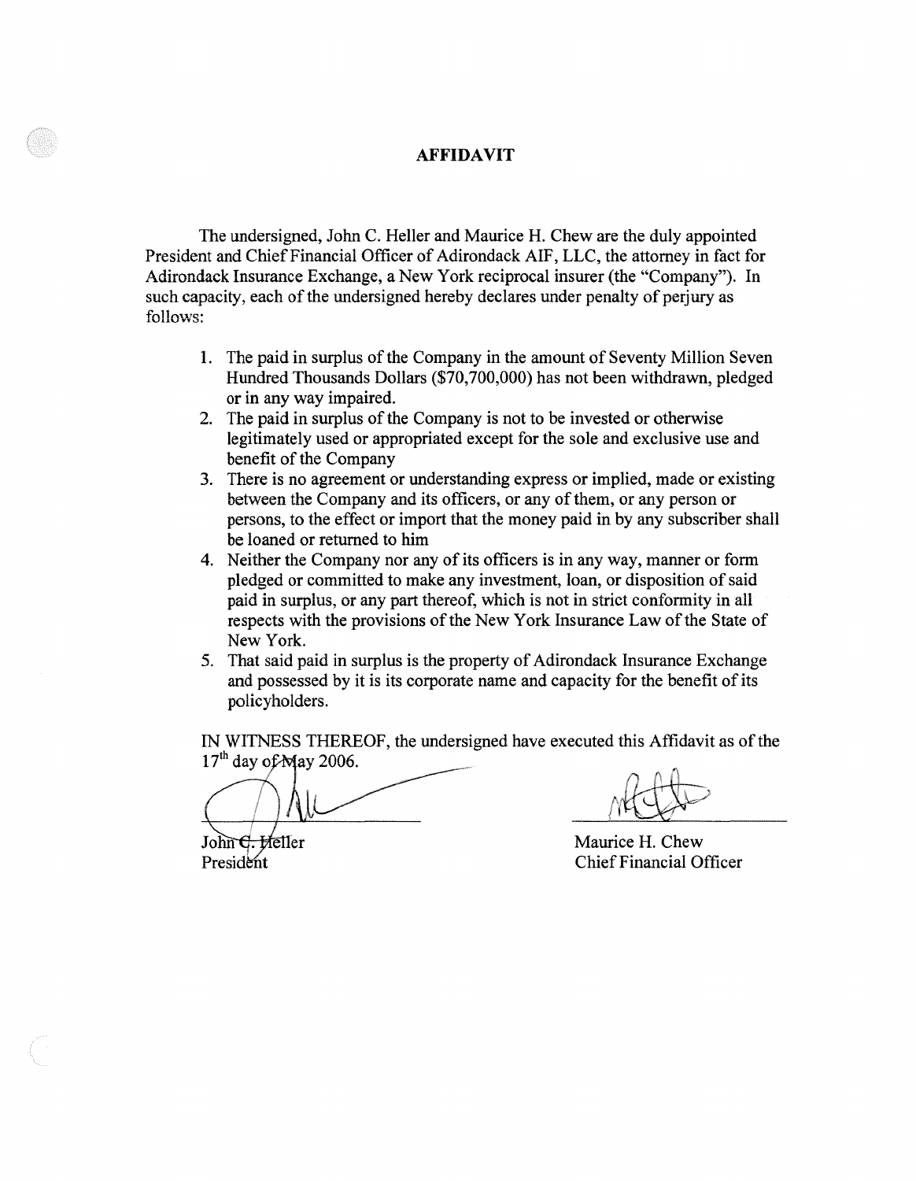# AFFIDAVIT

The undersigned, John C. Heller and Maurice H. Chew are the duly appointed President and Chief Financial Officer of Adirondack AIF, LLC, the attorney in fact for Adirondack Insurance Exchange, a New York reciprocal insurer (the "Company"). In such capacity, each of the undersigned hereby declares under penalty of perjury as follows:

1. The paid in surplus of the Company in the amount of Seventy Million Seven Hundred Thousands Dollars ($70,700,000) has not been withdrawn, pledged or in any way impaired.
2. The paid in surplus of the Company is not to be invested or otherwise legitimately used or appropriated except for the sole and exclusive use and benefit of the Company
3. There is no agreement or understanding express or implied, made or existing between the Company and its officers, or any of them, or any person or persons, to the effect or import that the money paid in by any subscriber shall be loaned or returned to him
4. Neither the Company nor any of its officers is in any way, manner or form pledged or committed to make any investment, loan, or disposition of said paid in surplus, or any part thereof, which is not in strict conformity in all respects with the provisions of the New York Insurance Law of the State of New York.
5. That said paid in surplus is the property of Adirondack Insurance Exchange and possessed by it is its corporate name and capacity for the benefit of its policyholders.

IN WITNESS THEREOF, the undersigned have executed this Affidavit as of the 17th day of May 2006.

John C. Heller
President

Maurice H. Chew
Chief Financial Officer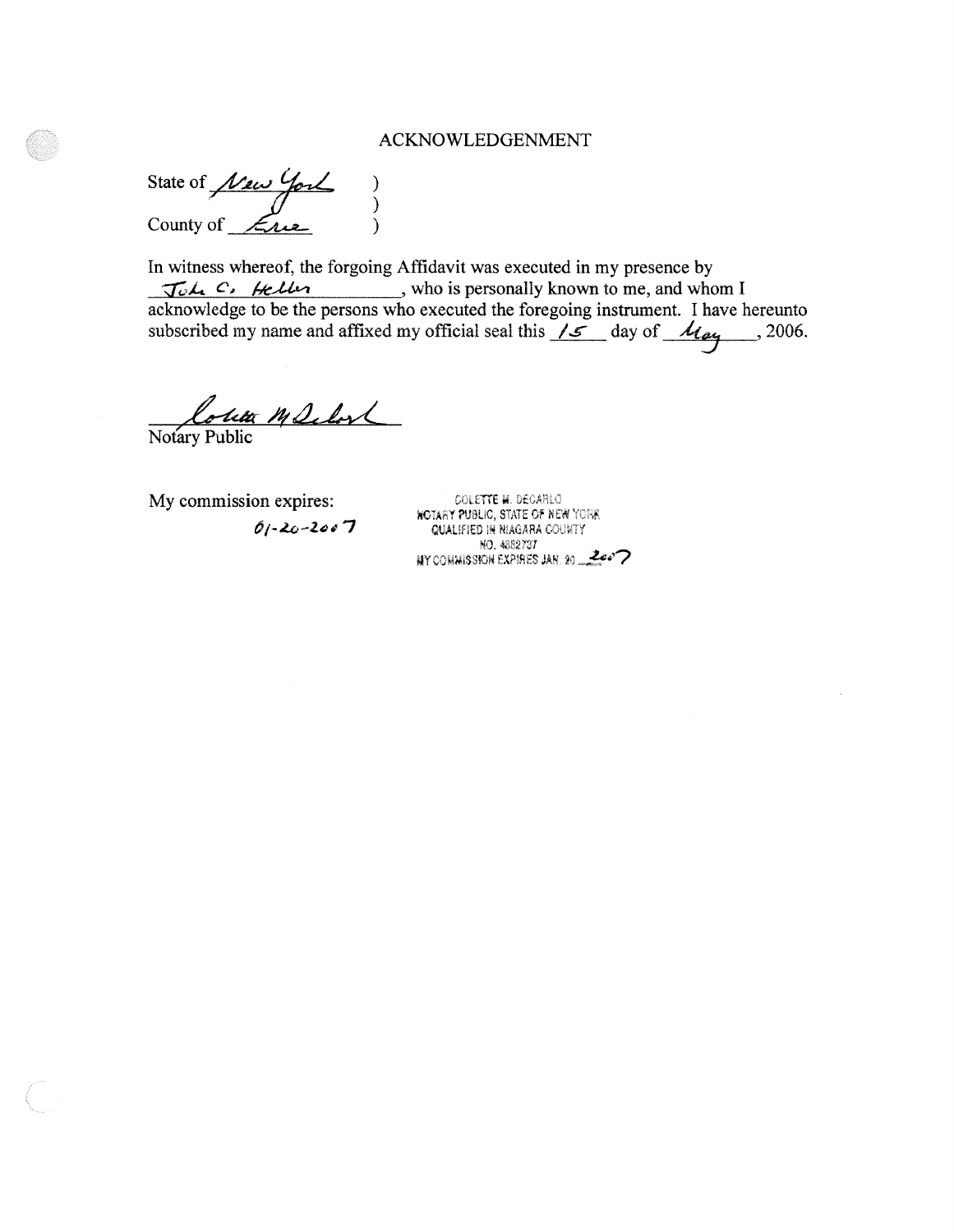# ACKNOWLEDGENMENT

State of New York )
)
County of Erie )

In witness whereof, the forgoing Affidavit was executed in my presence by John C. Heller, who is personally known to me, and whom I acknowledge to be the persons who executed the foregoing instrument. I have hereunto subscribed my name and affixed my official seal this 15 day of May, 2006.

Colette M DeCarlo
Notary Public

My commission expires:
01-20-2007

COLETTE M. DECARLO
NOTARY PUBLIC, STATE OF NEW YORK
QUALIFIED IN NIAGARA COUNTY
NO. 4882737
MY COMMISSION EXPIRES JAN. 20 2007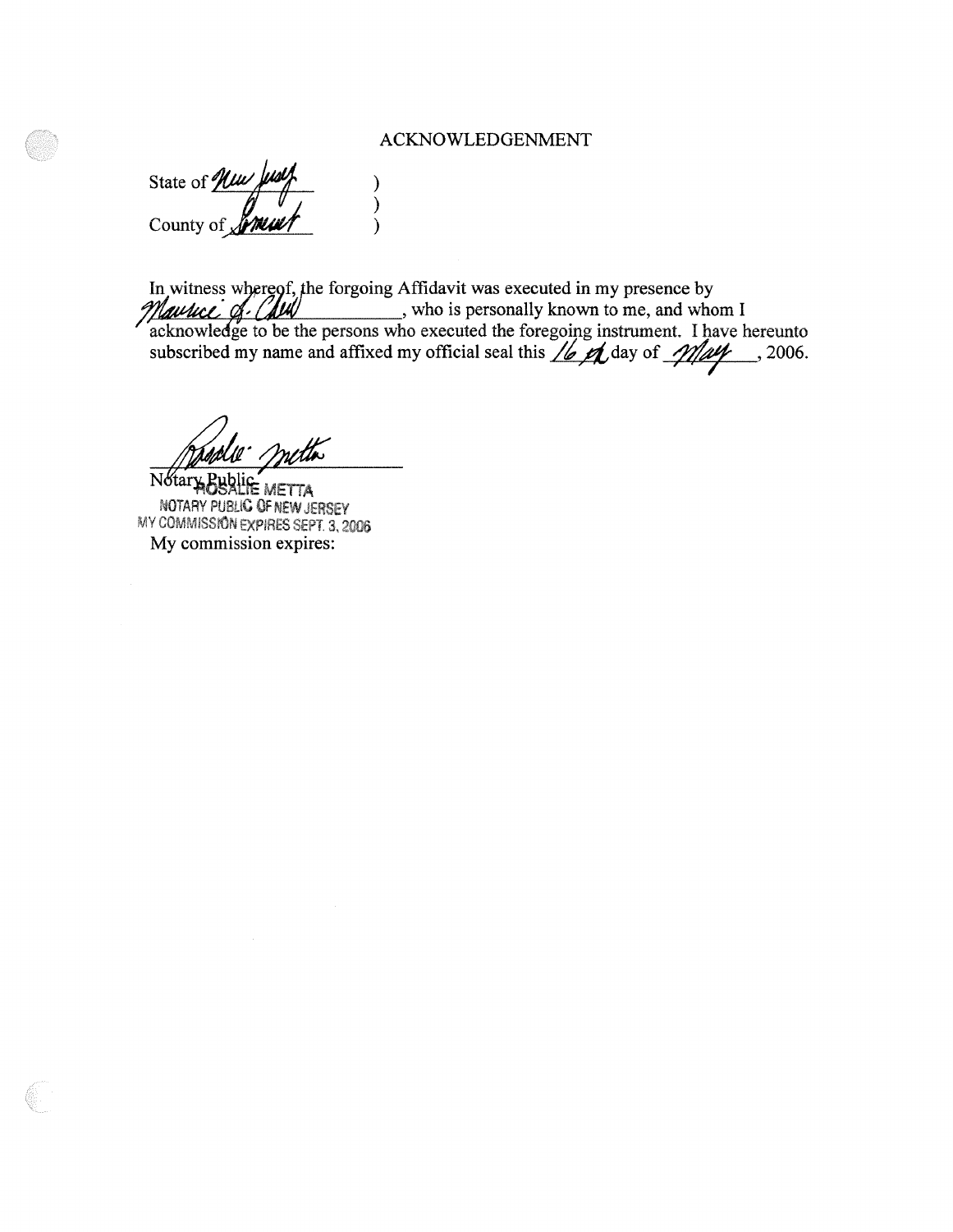# ACKNOWLEDGENMENT

State of New Jersey )
)
County of Somerset )

In witness whereof, the forgoing Affidavit was executed in my presence by Maurice A. Chew, who is personally known to me, and whom I acknowledge to be the persons who executed the foregoing instrument. I have hereunto subscribed my name and affixed my official seal this 16th day of May, 2006.

Notary Public
ROSALIE METTA
NOTARY PUBLIC OF NEW JERSEY
MY COMMISSION EXPIRES SEPT. 3, 2006

My commission expires: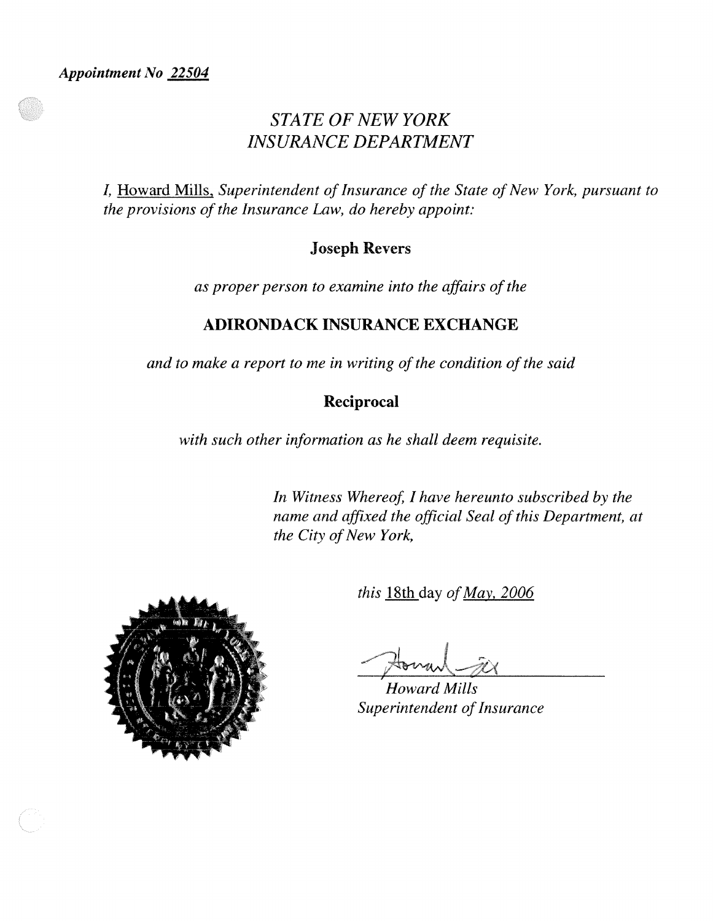*Appointment No 22504*

## *STATE OF NEW YORK*
## *INSURANCE DEPARTMENT*

*I,* Howard Mills, *Superintendent of Insurance of the State of New York, pursuant to the provisions of the Insurance Law, do hereby appoint:*

**Joseph Revers**

*as proper person to examine into the affairs of the*

**ADIRONDACK INSURANCE EXCHANGE**

*and to make a report to me in writing of the condition of the said*

**Reciprocal**

*with such other information as he shall deem requisite.*

*In Witness Whereof, I have hereunto subscribed by the name and affixed the official Seal of this Department, at the City of New York,*

*this* 18th day *of May, 2006*

*Howard Mills*
*Superintendent of Insurance*